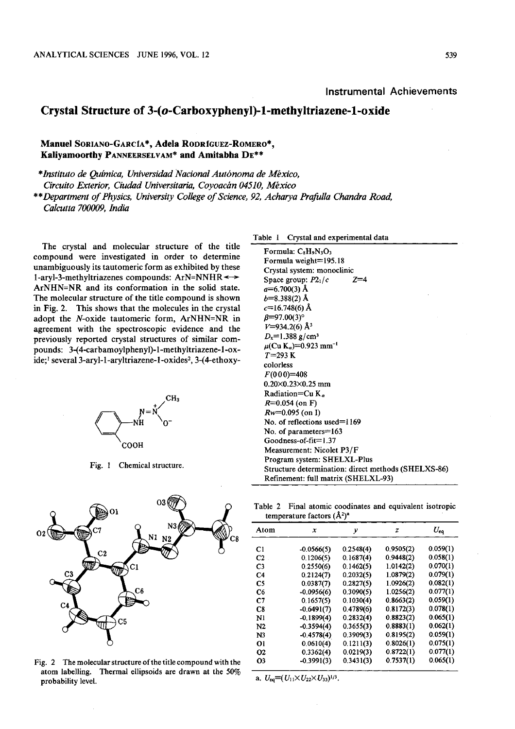Instrumental Achievements

# Crystal Structure of 3-(*o*-Carboxyphenyl)-1-methyltriazene-1-oxide

**Manuel Soriano-García\*, Adela Rodríguez-Romero\*, Kaliyamoorthy Panneerselvam\* and Amitabha De\*\***

\**Instituto de Química, Universidad Nacional Autónoma de México, Circuito Exterior, Ciudad Universitaria, Coyoacán 04510, México*

\*\**Department of Physics, University College of Science, 92, Acharya Prafulla Chandra Road, Calcutta 700009, India*

The crystal and molecular structure of the title compound were investigated in order to determine unambiguously its tautomeric form as exhibited by these 1-aryl-3-methyltriazenes compounds: ArN=NNHR ↔ ArNHN=NR and its conformation in the solid state. The molecular structure of the title compound is shown in Fig. 2. This shows that the molecules in the crystal adopt the *N*-oxide tautomeric form, ArNHN=NR in agreement with the spectroscopic evidence and the previously reported crystal structures of similar compounds: 3-(4-carbamoylphenyl)-1-methyltriazene-1-oxide;[1] several 3-aryl-1-aryltriazene-1-oxides[2], 3-(4-ethoxy-

Fig. 1 Chemical structure.

Fig. 2 The molecular structure of the title compound with the atom labelling. Thermal ellipsoids are drawn at the 50% probability level.

Table 1 Crystal and experimental data

| |
|---|
| Formula: $C_8H_9N_3O_3$ |
| Formula weight=195.18 |
| Crystal system: monoclinic |
| Space group: $P2_1/c$  $Z$=4 |
| $a$=6.700(3) Å |
| $b$=8.388(2) Å |
| $c$=16.748(6) Å |
| $\beta$=97.00(3)° |
| $V$=934.2(6) Å$^3$ |
| $D_x$=1.388 g/cm$^3$ |
| $\mu$(Cu $K_\alpha$)=0.923 mm$^{-1}$ |
| $T$=293 K |
| colorless |
| $F$(0 0 0)=408 |
| 0.20×0.23×0.25 mm |
| Radiation=Cu $K_\alpha$ |
| $R$=0.054 (on F) |
| $Rw$=0.095 (on I) |
| No. of reflections used=1169 |
| No. of parameters=163 |
| Goodness-of-fit=1.37 |
| Measurement: Nicolet P3/F |
| Program system: SHELXL-Plus |
| Structure determination: direct methods (SHELXS-86) |
| Refinement: full matrix (SHELXL-93) |

Table 2 Final atomic coodinates and equivalent isotropic temperature factors (Å$^2$)[a]

| Atom | $x$ | $y$ | $z$ | $U_{eq}$ |
|---|---|---|---|---|
| C1 | -0.0566(5) | 0.2548(4) | 0.9505(2) | 0.059(1) |
| C2 | 0.1206(5) | 0.1687(4) | 0.9448(2) | 0.058(1) |
| C3 | 0.2550(6) | 0.1462(5) | 1.0142(2) | 0.070(1) |
| C4 | 0.2124(7) | 0.2032(5) | 1.0879(2) | 0.079(1) |
| C5 | 0.0387(7) | 0.2827(5) | 1.0926(2) | 0.082(1) |
| C6 | -0.0956(6) | 0.3090(5) | 1.0256(2) | 0.077(1) |
| C7 | 0.1657(5) | 0.1030(4) | 0.8663(2) | 0.059(1) |
| C8 | -0.6491(7) | 0.4789(6) | 0.8172(3) | 0.078(1) |
| N1 | -0.1899(4) | 0.2832(4) | 0.8823(2) | 0.065(1) |
| N2 | -0.3594(4) | 0.3655(3) | 0.8883(1) | 0.062(1) |
| N3 | -0.4578(4) | 0.3909(3) | 0.8195(2) | 0.059(1) |
| O1 | 0.0610(4) | 0.1211(3) | 0.8026(1) | 0.075(1) |
| O2 | 0.3362(4) | 0.0219(3) | 0.8722(1) | 0.077(1) |
| O3 | -0.3991(3) | 0.3431(3) | 0.7537(1) | 0.065(1) |

a. $U_{eq}=(U_{11}\times U_{22}\times U_{33})^{1/3}$.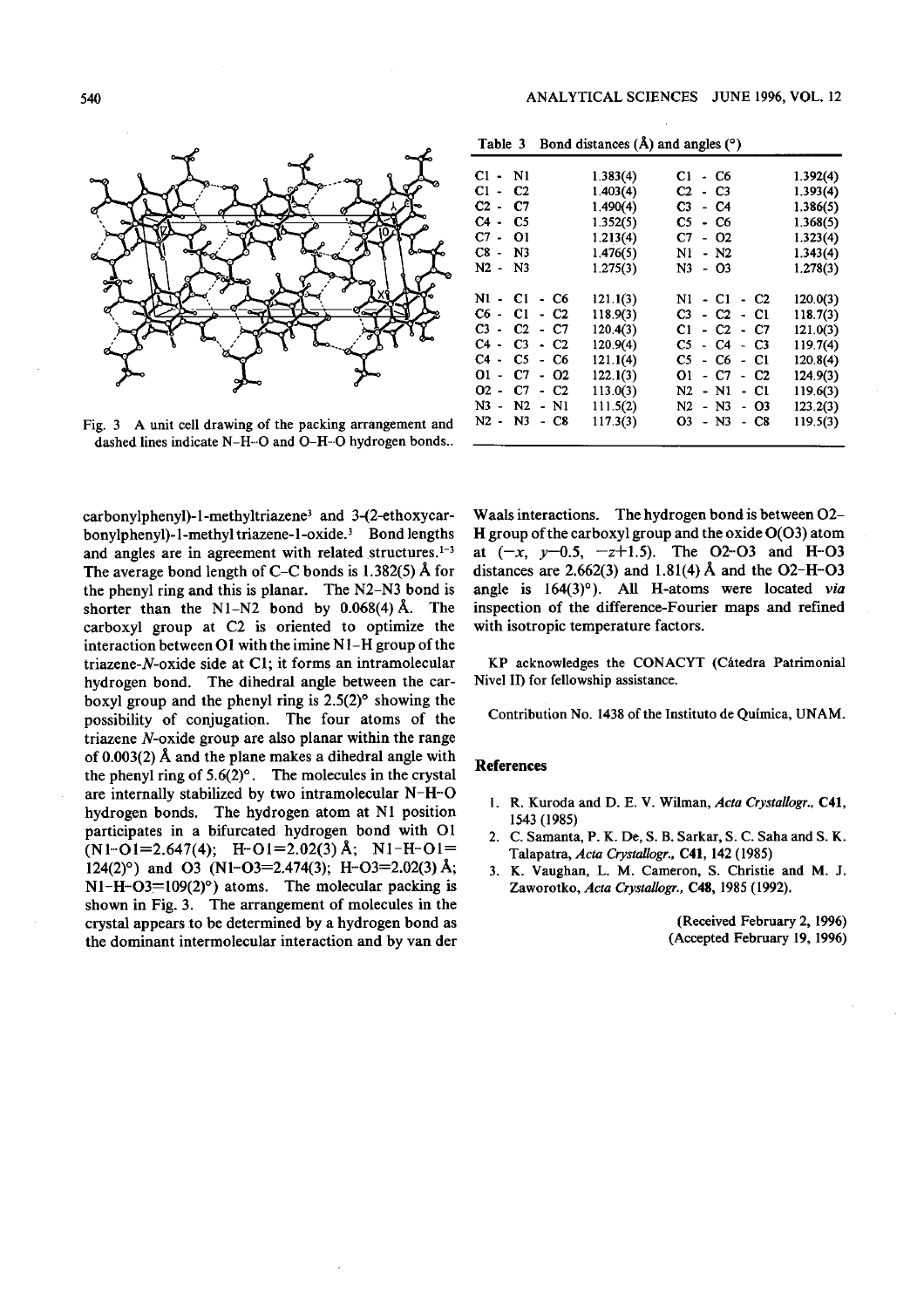Fig. 3 A unit cell drawing of the packing arrangement and dashed lines indicate N–H···O and O–H···O hydrogen bonds..

Table 3 Bond distances (Å) and angles (°)

| | | | |
|---|---|---|---|
| C1 - N1 | 1.383(4) | C1 - C6 | 1.392(4) |
| C1 - C2 | 1.403(4) | C2 - C3 | 1.393(4) |
| C2 - C7 | 1.490(4) | C3 - C4 | 1.386(5) |
| C4 - C5 | 1.352(5) | C5 - C6 | 1.368(5) |
| C7 - O1 | 1.213(4) | C7 - O2 | 1.323(4) |
| C8 - N3 | 1.476(5) | N1 - N2 | 1.343(4) |
| N2 - N3 | 1.275(3) | N3 - O3 | 1.278(3) |
| N1 - C1 - C6 | 121.1(3) | N1 - C1 - C2 | 120.0(3) |
| C6 - C1 - C2 | 118.9(3) | C3 - C2 - C1 | 118.7(3) |
| C3 - C2 - C7 | 120.4(3) | C1 - C2 - C7 | 121.0(3) |
| C4 - C3 - C2 | 120.9(4) | C5 - C4 - C3 | 119.7(4) |
| C4 - C5 - C6 | 121.1(4) | C5 - C6 - C1 | 120.8(4) |
| O1 - C7 - O2 | 122.1(3) | O1 - C7 - C2 | 124.9(3) |
| O2 - C7 - C2 | 113.0(3) | N2 - N1 - C1 | 119.6(3) |
| N3 - N2 - N1 | 111.5(2) | N2 - N3 - O3 | 123.2(3) |
| N2 - N3 - C8 | 117.3(3) | O3 - N3 - C8 | 119.5(3) |

carbonylphenyl)-1-methyltriazene[3] and 3-(2-ethoxycarbonylphenyl)-1-methyl triazene-1-oxide.[3] Bond lengths and angles are in agreement with related structures.[1-3] The average bond length of C–C bonds is 1.382(5) Å for the phenyl ring and this is planar. The N2–N3 bond is shorter than the N1–N2 bond by 0.068(4) Å. The carboxyl group at C2 is oriented to optimize the interaction between O1 with the imine N1–H group of the triazene-*N*-oxide side at C1; it forms an intramolecular hydrogen bond. The dihedral angle between the carboxyl group and the phenyl ring is 2.5(2)° showing the possibility of conjugation. The four atoms of the triazene *N*-oxide group are also planar within the range of 0.003(2) Å and the plane makes a dihedral angle with the phenyl ring of 5.6(2)°. The molecules in the crystal are internally stabilized by two intramolecular N–H–O hydrogen bonds. The hydrogen atom at N1 position participates in a bifurcated hydrogen bond with O1 (N1···O1=2.647(4); H···O1=2.02(3) Å; N1–H···O1=124(2)°) and O3 (N1···O3=2.474(3); H···O3=2.02(3) Å; N1–H···O3=109(2)°) atoms. The molecular packing is shown in Fig. 3. The arrangement of molecules in the crystal appears to be determined by a hydrogen bond as the dominant intermolecular interaction and by van der Waals interactions. The hydrogen bond is between O2–H group of the carboxyl group and the oxide O(O3) atom at $(-x, y-0.5, -z+1.5)$. The O2···O3 and H···O3 distances are 2.662(3) and 1.81(4) Å and the O2–H···O3 angle is 164(3)°). All H-atoms were located *via* inspection of the difference-Fourier maps and refined with isotropic temperature factors.

KP acknowledges the CONACYT (Cátedra Patrimonial Nivel II) for fellowship assistance.

Contribution No. 1438 of the Instituto de Química, UNAM.

## References

1. R. Kuroda and D. E. V. Wilman, *Acta Crystallogr.*, **C41**, 1543 (1985)
2. C. Samanta, P. K. De, S. B. Sarkar, S. C. Saha and S. K. Talapatra, *Acta Crystallogr.*, **C41**, 142 (1985)
3. K. Vaughan, L. M. Cameron, S. Christie and M. J. Zaworotko, *Acta Crystallogr.*, **C48**, 1985 (1992).

(Received February 2, 1996)
(Accepted February 19, 1996)